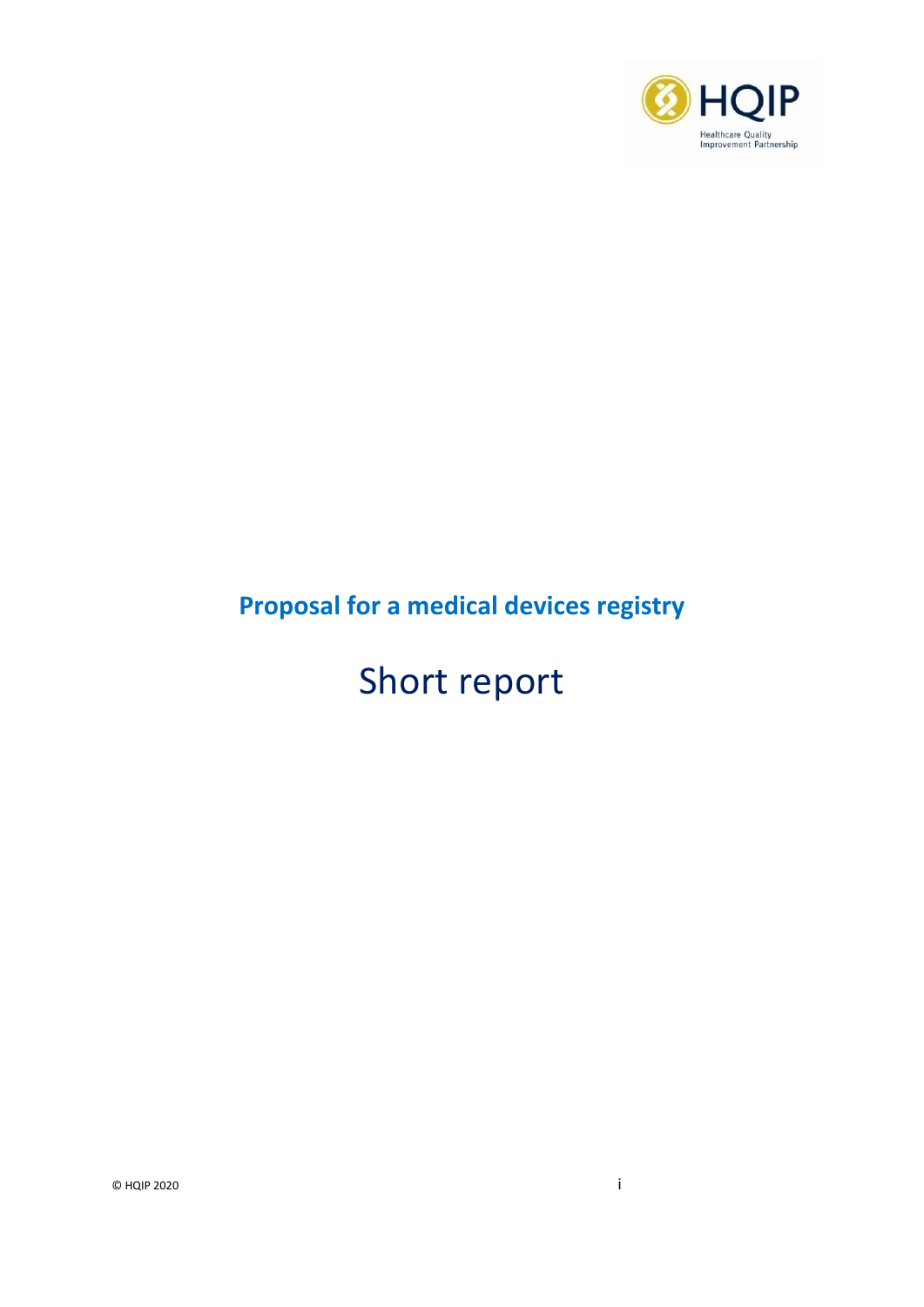HQIP

Healthcare Quality Improvement Partnership

# Proposal for a medical devices registry

## Short report

© HQIP 2020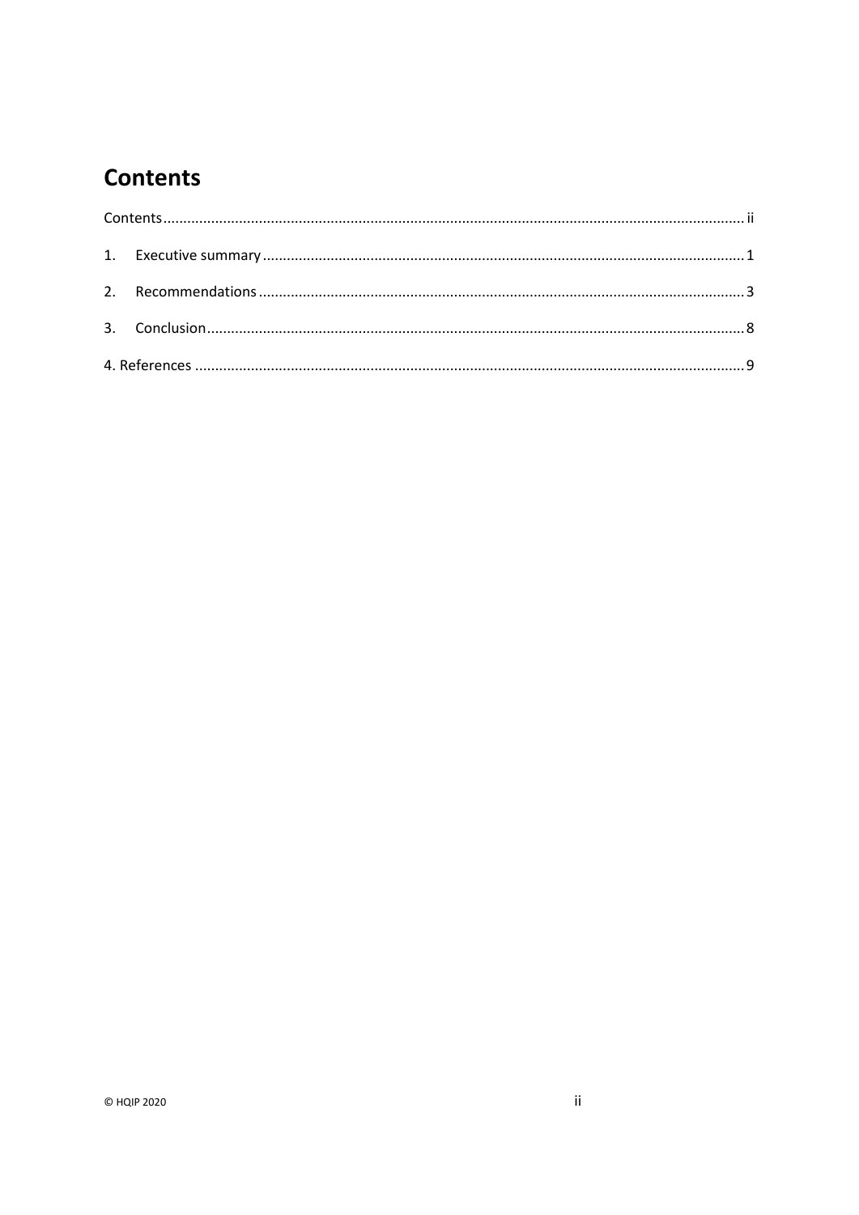# Contents

Contents ................................................................................................................................................. ii

1. Executive summary ........................................................................................................................ 1

2. Recommendations .......................................................................................................................... 3

3. Conclusion ...................................................................................................................................... 8

4. References ......................................................................................................................................... 9

© HQIP 2020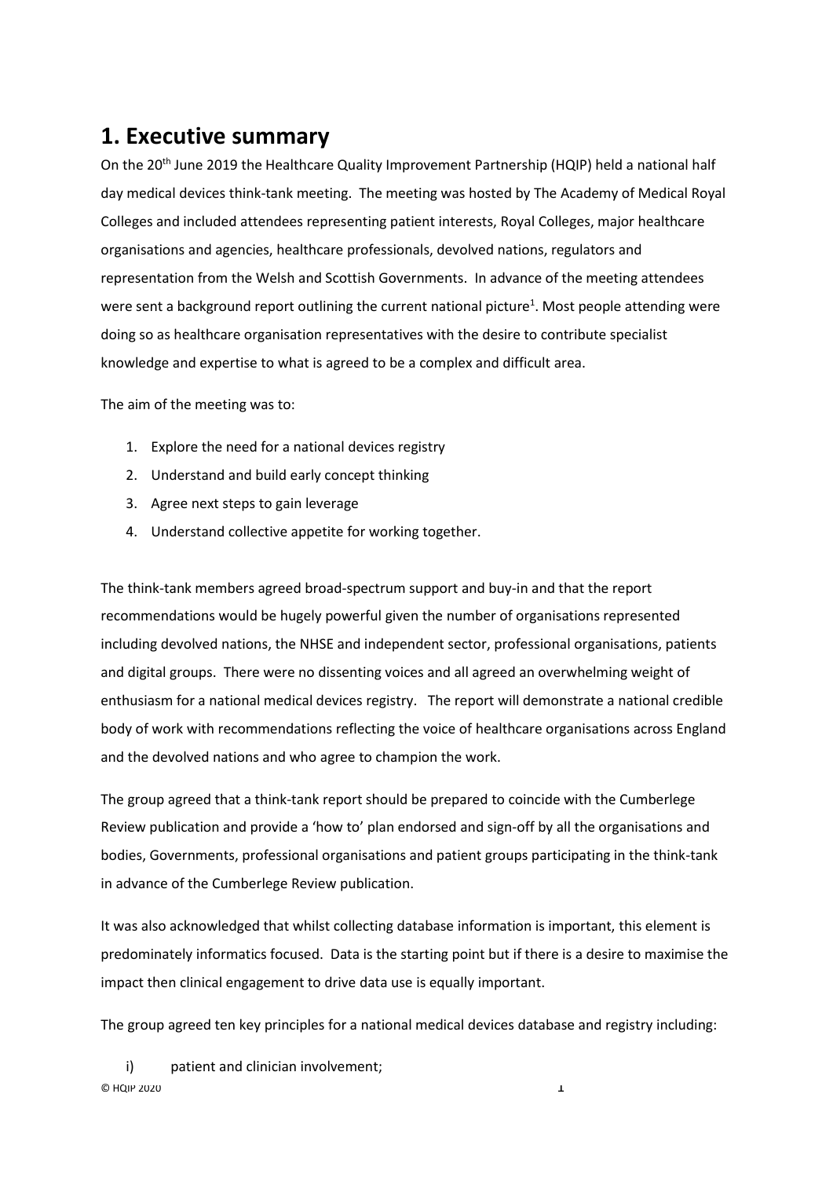# 1. Executive summary

On the 20th June 2019 the Healthcare Quality Improvement Partnership (HQIP) held a national half day medical devices think-tank meeting. The meeting was hosted by The Academy of Medical Royal Colleges and included attendees representing patient interests, Royal Colleges, major healthcare organisations and agencies, healthcare professionals, devolved nations, regulators and representation from the Welsh and Scottish Governments. In advance of the meeting attendees were sent a background report outlining the current national picture[1]. Most people attending were doing so as healthcare organisation representatives with the desire to contribute specialist knowledge and expertise to what is agreed to be a complex and difficult area.

The aim of the meeting was to:

1. Explore the need for a national devices registry
2. Understand and build early concept thinking
3. Agree next steps to gain leverage
4. Understand collective appetite for working together.

The think-tank members agreed broad-spectrum support and buy-in and that the report recommendations would be hugely powerful given the number of organisations represented including devolved nations, the NHSE and independent sector, professional organisations, patients and digital groups. There were no dissenting voices and all agreed an overwhelming weight of enthusiasm for a national medical devices registry. The report will demonstrate a national credible body of work with recommendations reflecting the voice of healthcare organisations across England and the devolved nations and who agree to champion the work.

The group agreed that a think-tank report should be prepared to coincide with the Cumberlege Review publication and provide a 'how to' plan endorsed and sign-off by all the organisations and bodies, Governments, professional organisations and patient groups participating in the think-tank in advance of the Cumberlege Review publication.

It was also acknowledged that whilst collecting database information is important, this element is predominately informatics focused. Data is the starting point but if there is a desire to maximise the impact then clinical engagement to drive data use is equally important.

The group agreed ten key principles for a national medical devices database and registry including:

i) patient and clinician involvement;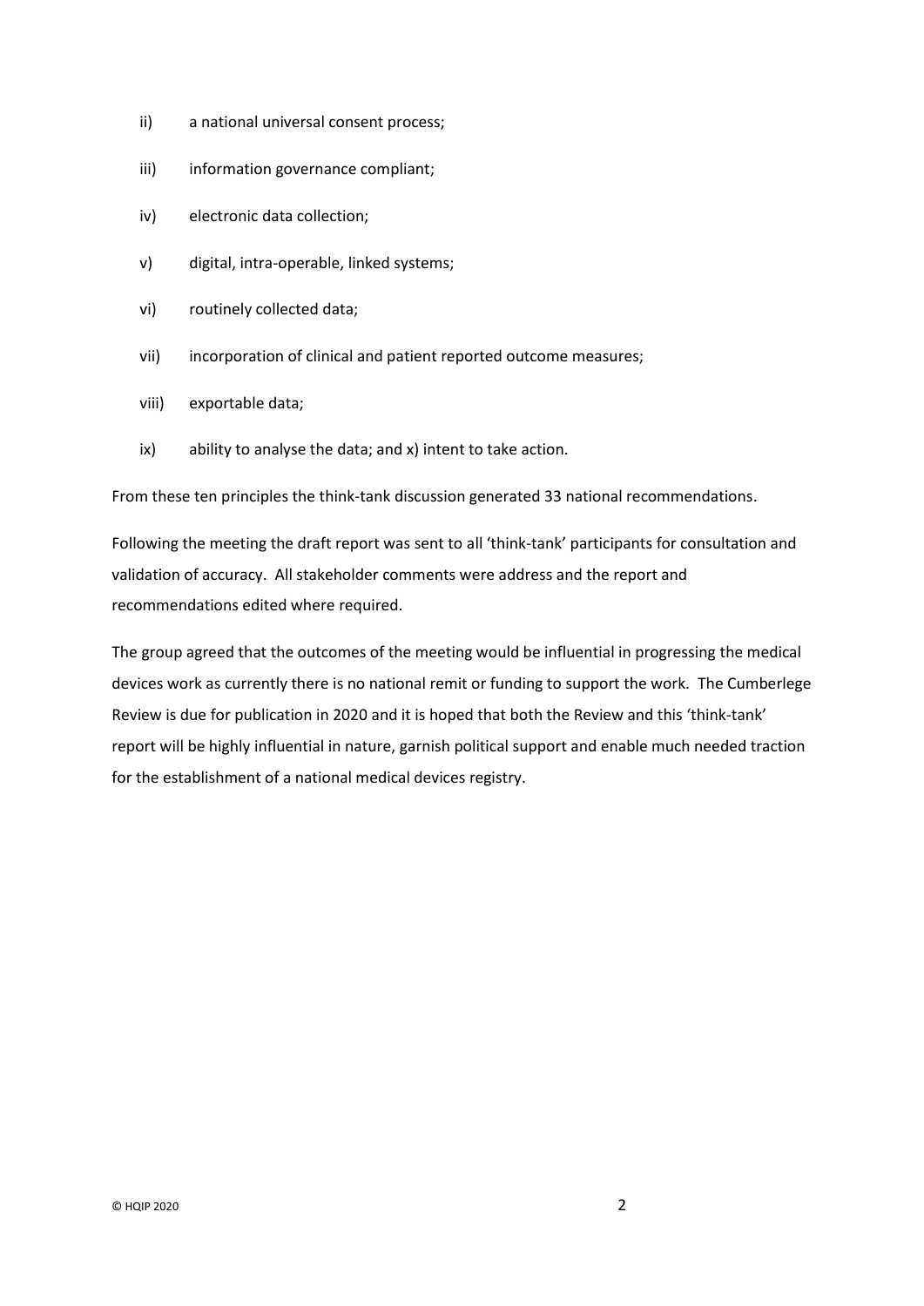ii) a national universal consent process;

iii) information governance compliant;

iv) electronic data collection;

v) digital, intra-operable, linked systems;

vi) routinely collected data;

vii) incorporation of clinical and patient reported outcome measures;

viii) exportable data;

ix) ability to analyse the data; and x) intent to take action.

From these ten principles the think-tank discussion generated 33 national recommendations.

Following the meeting the draft report was sent to all 'think-tank' participants for consultation and validation of accuracy. All stakeholder comments were address and the report and recommendations edited where required.

The group agreed that the outcomes of the meeting would be influential in progressing the medical devices work as currently there is no national remit or funding to support the work. The Cumberlege Review is due for publication in 2020 and it is hoped that both the Review and this 'think-tank' report will be highly influential in nature, garnish political support and enable much needed traction for the establishment of a national medical devices registry.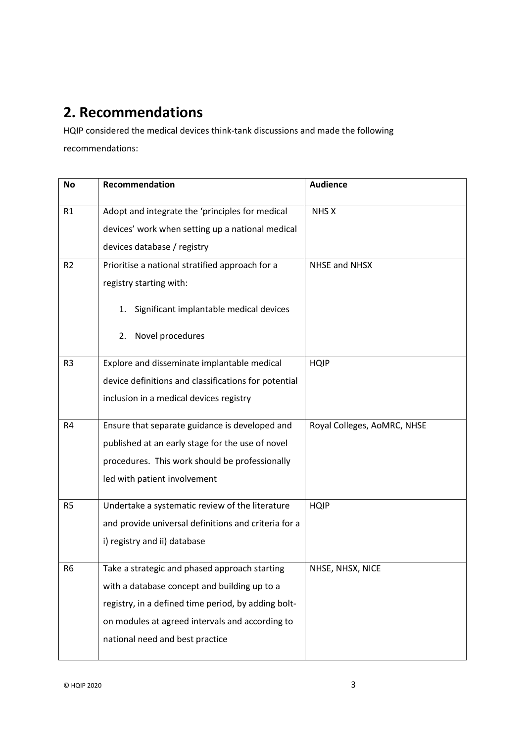## 2. Recommendations

HQIP considered the medical devices think-tank discussions and made the following recommendations:

| No | Recommendation | Audience |
|---|---|---|
| R1 | Adopt and integrate the 'principles for medical devices' work when setting up a national medical devices database / registry | NHS X |
| R2 | Prioritise a national stratified approach for a registry starting with:<br>1. Significant implantable medical devices<br>2. Novel procedures | NHSE and NHSX |
| R3 | Explore and disseminate implantable medical device definitions and classifications for potential inclusion in a medical devices registry | HQIP |
| R4 | Ensure that separate guidance is developed and published at an early stage for the use of novel procedures. This work should be professionally led with patient involvement | Royal Colleges, AoMRC, NHSE |
| R5 | Undertake a systematic review of the literature and provide universal definitions and criteria for a i) registry and ii) database | HQIP |
| R6 | Take a strategic and phased approach starting with a database concept and building up to a registry, in a defined time period, by adding bolt-on modules at agreed intervals and according to national need and best practice | NHSE, NHSX, NICE |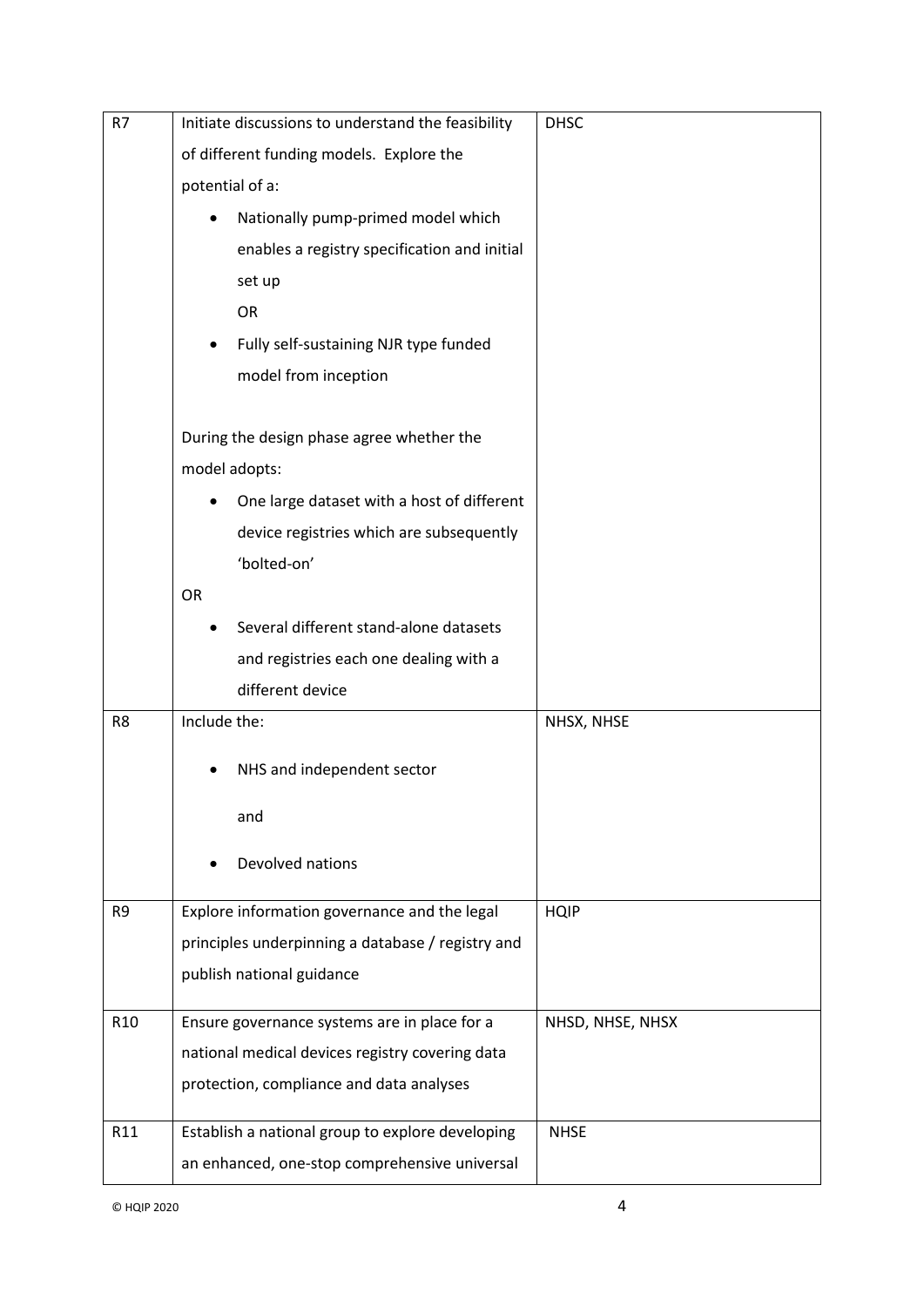| R7 | Initiate discussions to understand the feasibility of different funding models. Explore the potential of a:<br>• Nationally pump-primed model which enables a registry specification and initial set up<br>OR<br>• Fully self-sustaining NJR type funded model from inception<br><br>During the design phase agree whether the model adopts:<br>• One large dataset with a host of different device registries which are subsequently 'bolted-on'<br>OR<br>• Several different stand-alone datasets and registries each one dealing with a different device | DHSC |
|---|---|---|
| R8 | Include the:<br>• NHS and independent sector<br>and<br>• Devolved nations | NHSX, NHSE |
| R9 | Explore information governance and the legal principles underpinning a database / registry and publish national guidance | HQIP |
| R10 | Ensure governance systems are in place for a national medical devices registry covering data protection, compliance and data analyses | NHSD, NHSE, NHSX |
| R11 | Establish a national group to explore developing an enhanced, one-stop comprehensive universal | NHSE |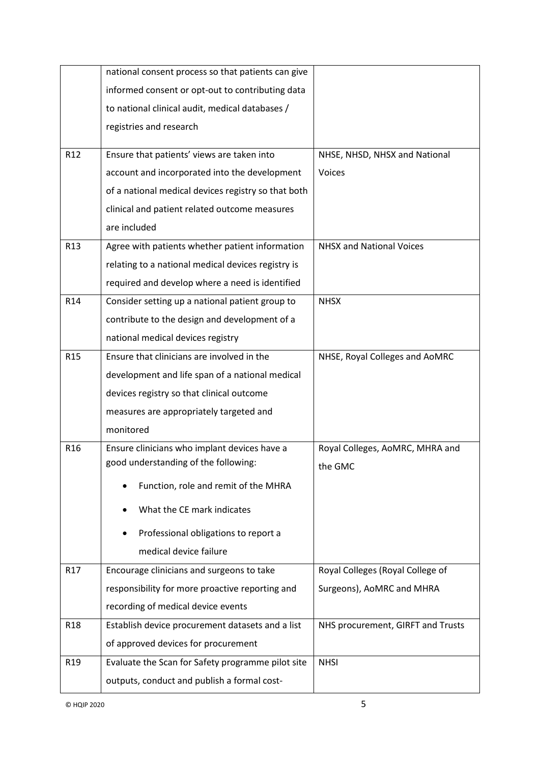| | | |
|---|---|---|
| | national consent process so that patients can give informed consent or opt-out to contributing data to national clinical audit, medical databases / registries and research | |
| R12 | Ensure that patients' views are taken into account and incorporated into the development of a national medical devices registry so that both clinical and patient related outcome measures are included | NHSE, NHSD, NHSX and National Voices |
| R13 | Agree with patients whether patient information relating to a national medical devices registry is required and develop where a need is identified | NHSX and National Voices |
| R14 | Consider setting up a national patient group to contribute to the design and development of a national medical devices registry | NHSX |
| R15 | Ensure that clinicians are involved in the development and life span of a national medical devices registry so that clinical outcome measures are appropriately targeted and monitored | NHSE, Royal Colleges and AoMRC |
| R16 | Ensure clinicians who implant devices have a good understanding of the following:<br>• Function, role and remit of the MHRA<br>• What the CE mark indicates<br>• Professional obligations to report a medical device failure | Royal Colleges, AoMRC, MHRA and the GMC |
| R17 | Encourage clinicians and surgeons to take responsibility for more proactive reporting and recording of medical device events | Royal Colleges (Royal College of Surgeons), AoMRC and MHRA |
| R18 | Establish device procurement datasets and a list of approved devices for procurement | NHS procurement, GIRFT and Trusts |
| R19 | Evaluate the Scan for Safety programme pilot site outputs, conduct and publish a formal cost- | NHSI |

© HQIP 2020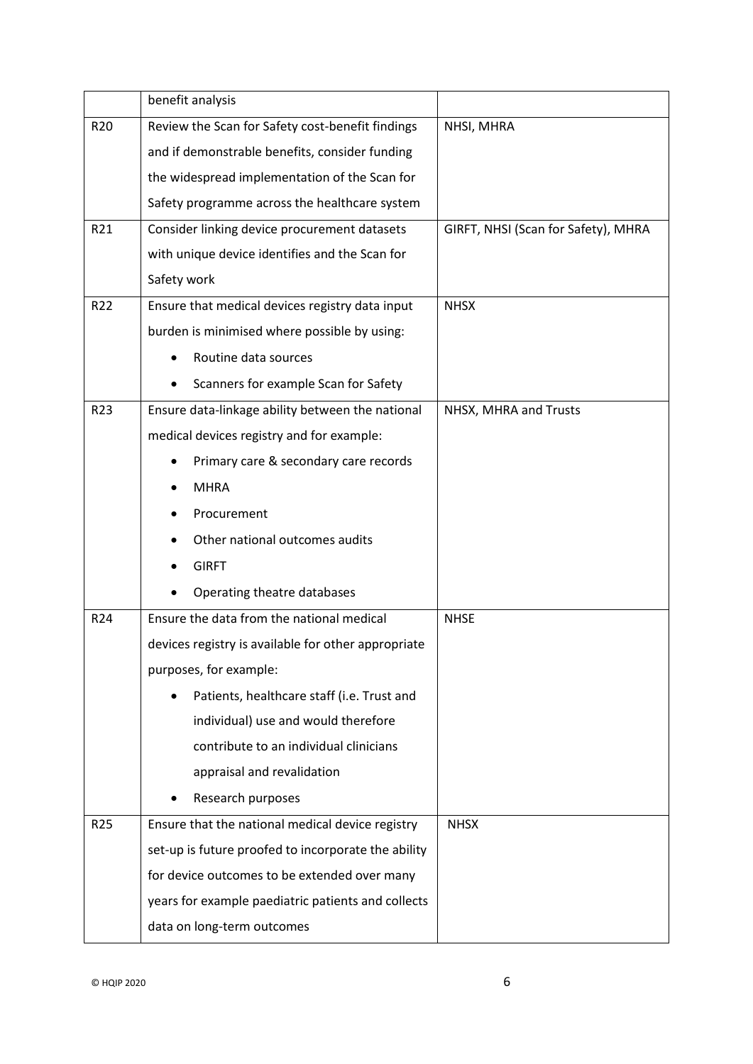| | | |
|---|---|---|
| | benefit analysis | |
| R20 | Review the Scan for Safety cost-benefit findings and if demonstrable benefits, consider funding the widespread implementation of the Scan for Safety programme across the healthcare system | NHSI, MHRA |
| R21 | Consider linking device procurement datasets with unique device identifies and the Scan for Safety work | GIRFT, NHSI (Scan for Safety), MHRA |
| R22 | Ensure that medical devices registry data input burden is minimised where possible by using:<br>• Routine data sources<br>• Scanners for example Scan for Safety | NHSX |
| R23 | Ensure data-linkage ability between the national medical devices registry and for example:<br>• Primary care & secondary care records<br>• MHRA<br>• Procurement<br>• Other national outcomes audits<br>• GIRFT<br>• Operating theatre databases | NHSX, MHRA and Trusts |
| R24 | Ensure the data from the national medical devices registry is available for other appropriate purposes, for example:<br>• Patients, healthcare staff (i.e. Trust and individual) use and would therefore contribute to an individual clinicians appraisal and revalidation<br>• Research purposes | NHSE |
| R25 | Ensure that the national medical device registry set-up is future proofed to incorporate the ability for device outcomes to be extended over many years for example paediatric patients and collects data on long-term outcomes | NHSX |

© HQIP 2020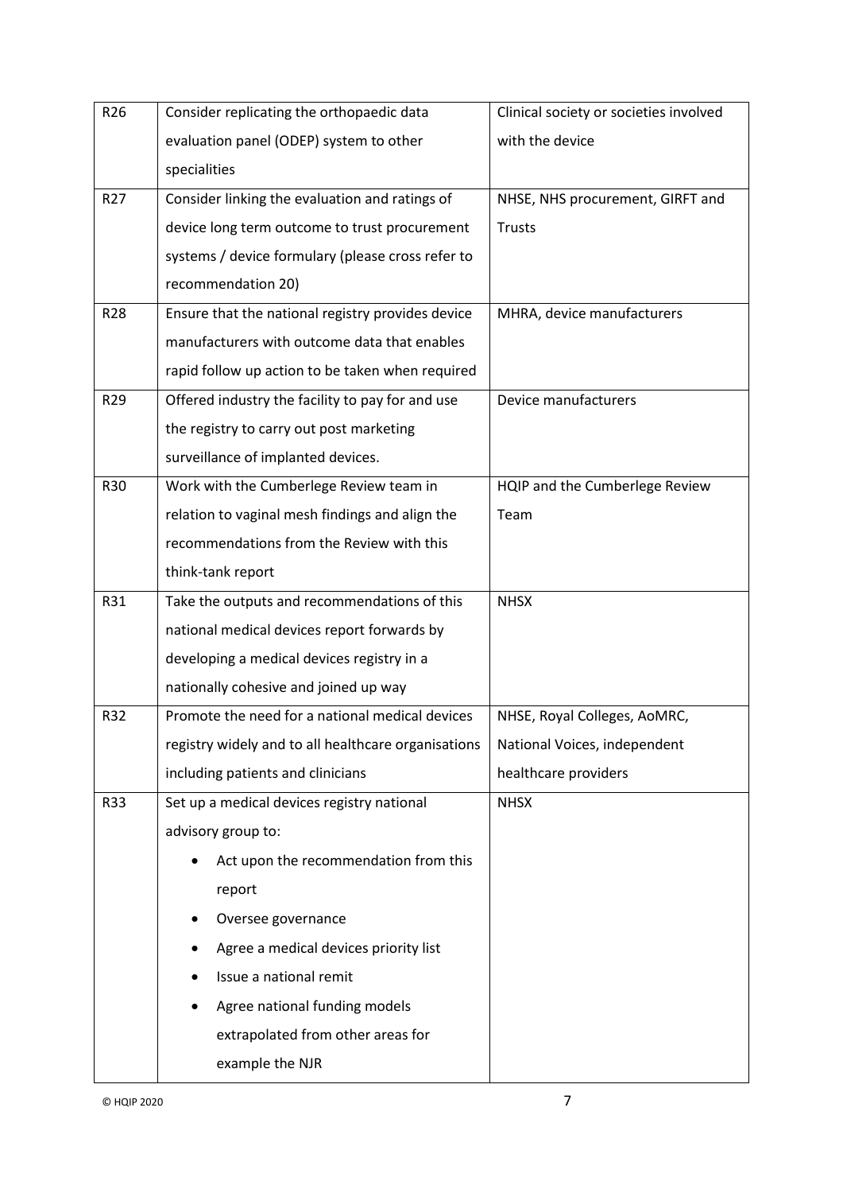| | | |
|---|---|---|
| R26 | Consider replicating the orthopaedic data evaluation panel (ODEP) system to other specialities | Clinical society or societies involved with the device |
| R27 | Consider linking the evaluation and ratings of device long term outcome to trust procurement systems / device formulary (please cross refer to recommendation 20) | NHSE, NHS procurement, GIRFT and Trusts |
| R28 | Ensure that the national registry provides device manufacturers with outcome data that enables rapid follow up action to be taken when required | MHRA, device manufacturers |
| R29 | Offered industry the facility to pay for and use the registry to carry out post marketing surveillance of implanted devices. | Device manufacturers |
| R30 | Work with the Cumberlege Review team in relation to vaginal mesh findings and align the recommendations from the Review with this think-tank report | HQIP and the Cumberlege Review Team |
| R31 | Take the outputs and recommendations of this national medical devices report forwards by developing a medical devices registry in a nationally cohesive and joined up way | NHSX |
| R32 | Promote the need for a national medical devices registry widely and to all healthcare organisations including patients and clinicians | NHSE, Royal Colleges, AoMRC, National Voices, independent healthcare providers |
| R33 | Set up a medical devices registry national advisory group to:<br>• Act upon the recommendation from this report<br>• Oversee governance<br>• Agree a medical devices priority list<br>• Issue a national remit<br>• Agree national funding models extrapolated from other areas for example the NJR | NHSX |

© HQIP 2020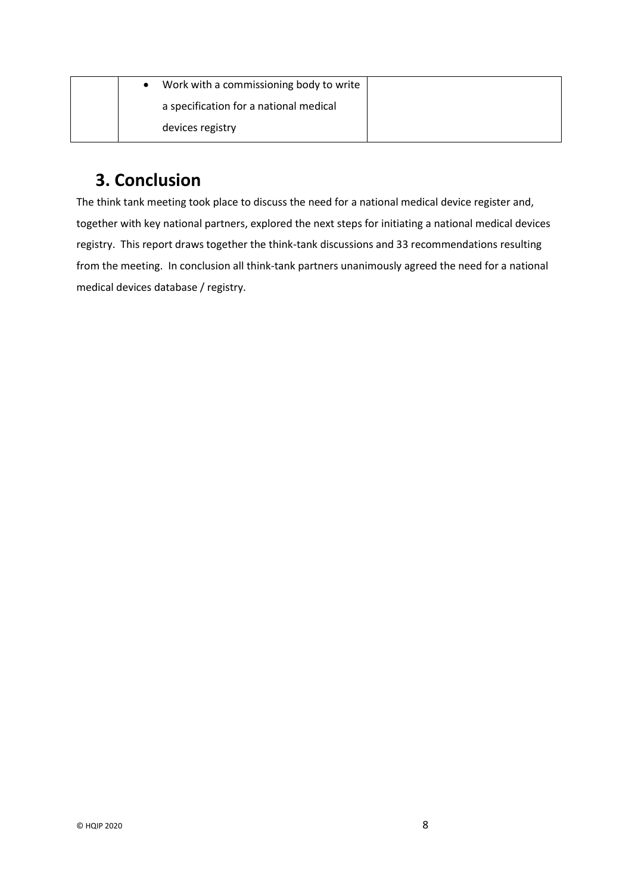| | | |
|---|---|---|
| | • Work with a commissioning body to write a specification for a national medical devices registry | |

## 3. Conclusion

The think tank meeting took place to discuss the need for a national medical device register and, together with key national partners, explored the next steps for initiating a national medical devices registry. This report draws together the think-tank discussions and 33 recommendations resulting from the meeting. In conclusion all think-tank partners unanimously agreed the need for a national medical devices database / registry.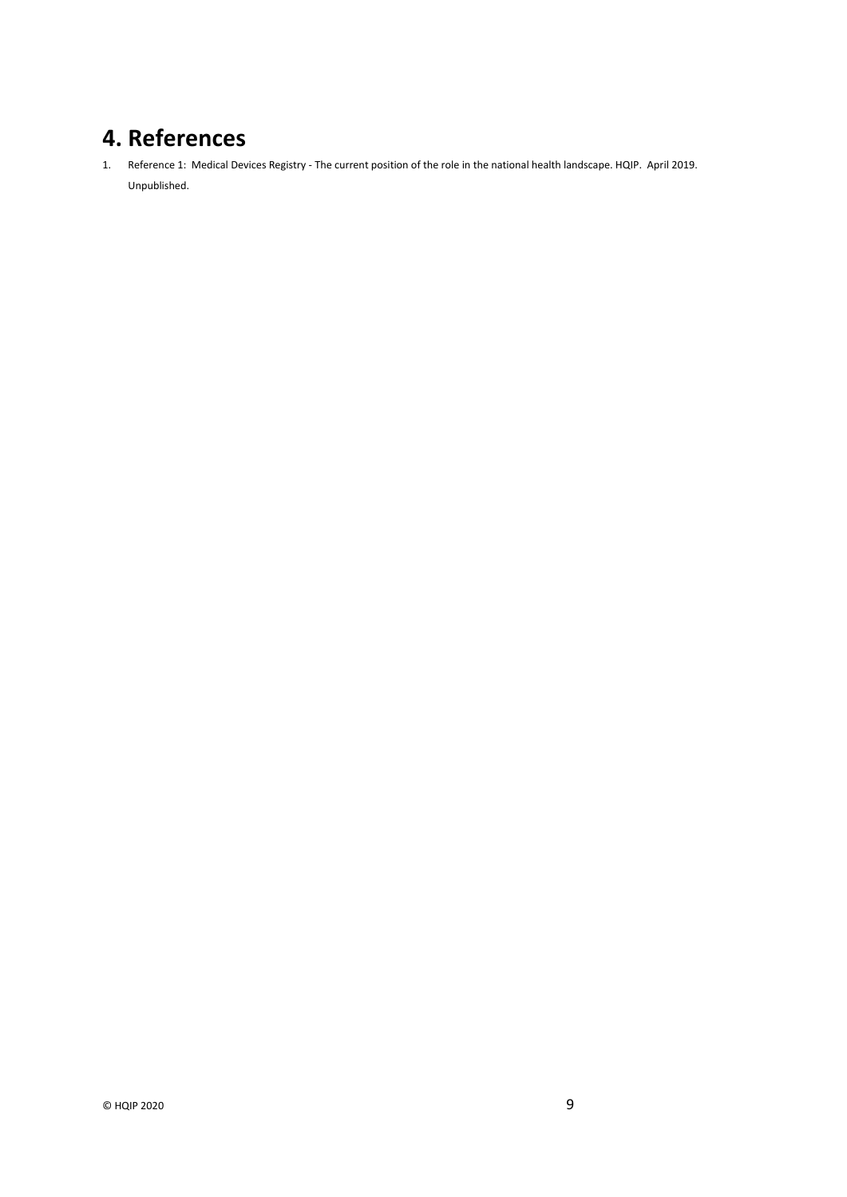# 4. References

1. Reference 1: Medical Devices Registry - The current position of the role in the national health landscape. HQIP. April 2019. Unpublished.